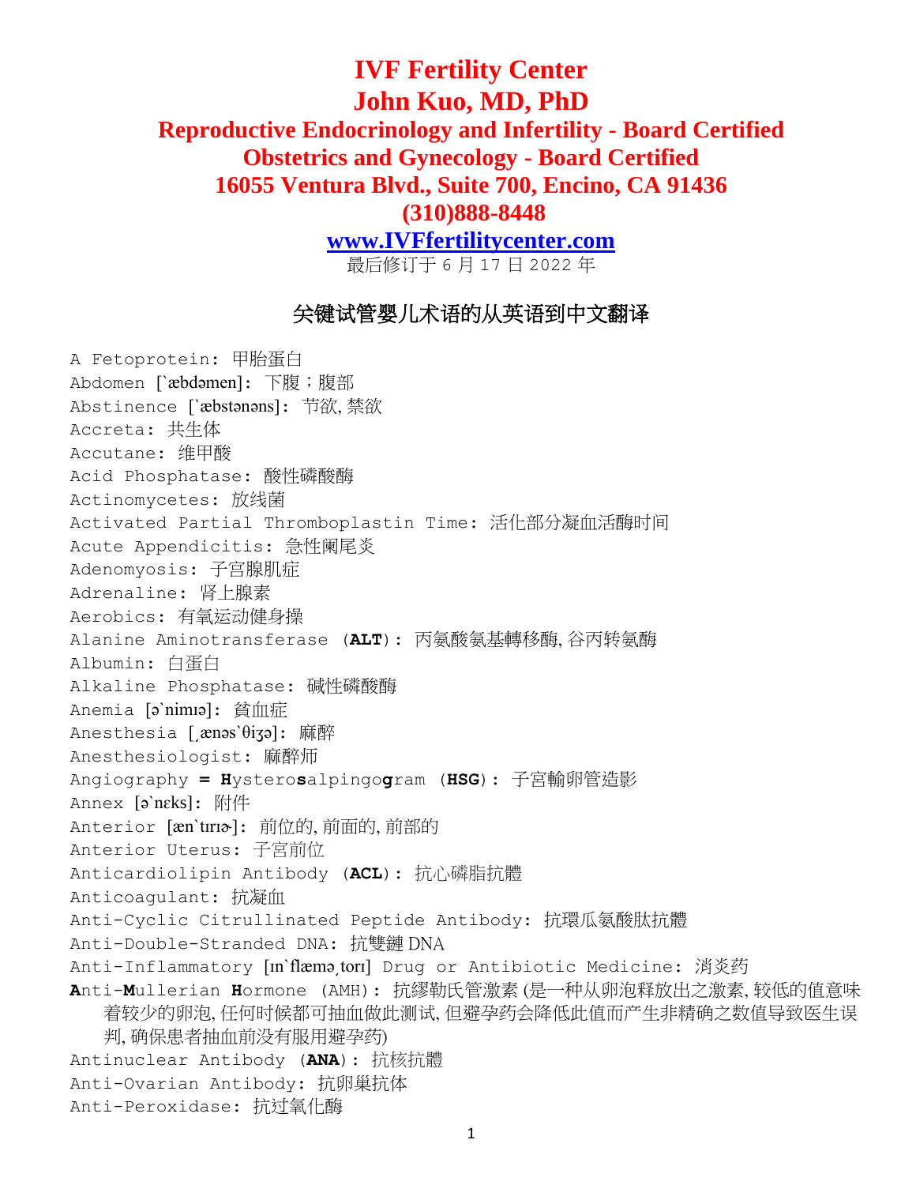# IVF Fertility Center
# John Kuo, MD, PhD
## Reproductive Endocrinology and Infertility - Board Certified
## Obstetrics and Gynecology - Board Certified
## 16055 Ventura Blvd., Suite 700, Encino, CA 91436
## (310)888-8448
## [www.IVFfertilitycenter.com](http://www.IVFfertilitycenter.com)

最后修订于 6 月 17 日 2022 年

### 关键试管婴儿术语的从英语到中文翻译

A Fetoprotein: 甲胎蛋白
Abdomen [`æbdəmen]: 下腹；腹部
Abstinence [`æbstənəns]: 节欲, 禁欲
Accreta: 共生体
Accutane: 维甲酸
Acid Phosphatase: 酸性磷酸酶
Actinomycetes: 放线菌
Activated Partial Thromboplastin Time: 活化部分凝血活酶时间
Acute Appendicitis: 急性阑尾炎
Adenomyosis: 子宫腺肌症
Adrenaline: 肾上腺素
Aerobics: 有氧运动健身操
Alanine Aminotransferase (**ALT**): 丙氨酸氨基轉移酶, 谷丙转氨酶
Albumin: 白蛋白
Alkaline Phosphatase: 碱性磷酸酶
Anemia [ə`nimɪə]: 貧血症
Anesthesia [ˌænəs`θiʒə]: 麻醉
Anesthesiologist: 麻醉师
Angiography = **H**ystero**s**alpingo**g**ram (**HSG**): 子宮輸卵管造影
Annex [ə`nɛks]: 附件
Anterior [æn`tɪrɪɚ]: 前位的, 前面的, 前部的
Anterior Uterus: 子宫前位
Anticardiolipin Antibody (**ACL**): 抗心磷脂抗體
Anticoagulant: 抗凝血
Anti-Cyclic Citrullinated Peptide Antibody: 抗環瓜氨酸肽抗體
Anti-Double-Stranded DNA: 抗雙鏈 DNA
Anti-Inflammatory [ɪn`flæməˌtorɪ] Drug or Antibiotic Medicine: 消炎药
**A**nti-**M**ullerian **H**ormone (AMH): 抗繆勒氏管激素 (是一种从卵泡释放出之激素, 较低的值意味着较少的卵泡, 任何时候都可抽血做此测试, 但避孕药会降低此值而产生非精确之数值导致医生误判, 确保患者抽血前没有服用避孕药)
Antinuclear Antibody (**ANA**): 抗核抗體
Anti-Ovarian Antibody: 抗卵巢抗体
Anti-Peroxidase: 抗过氧化酶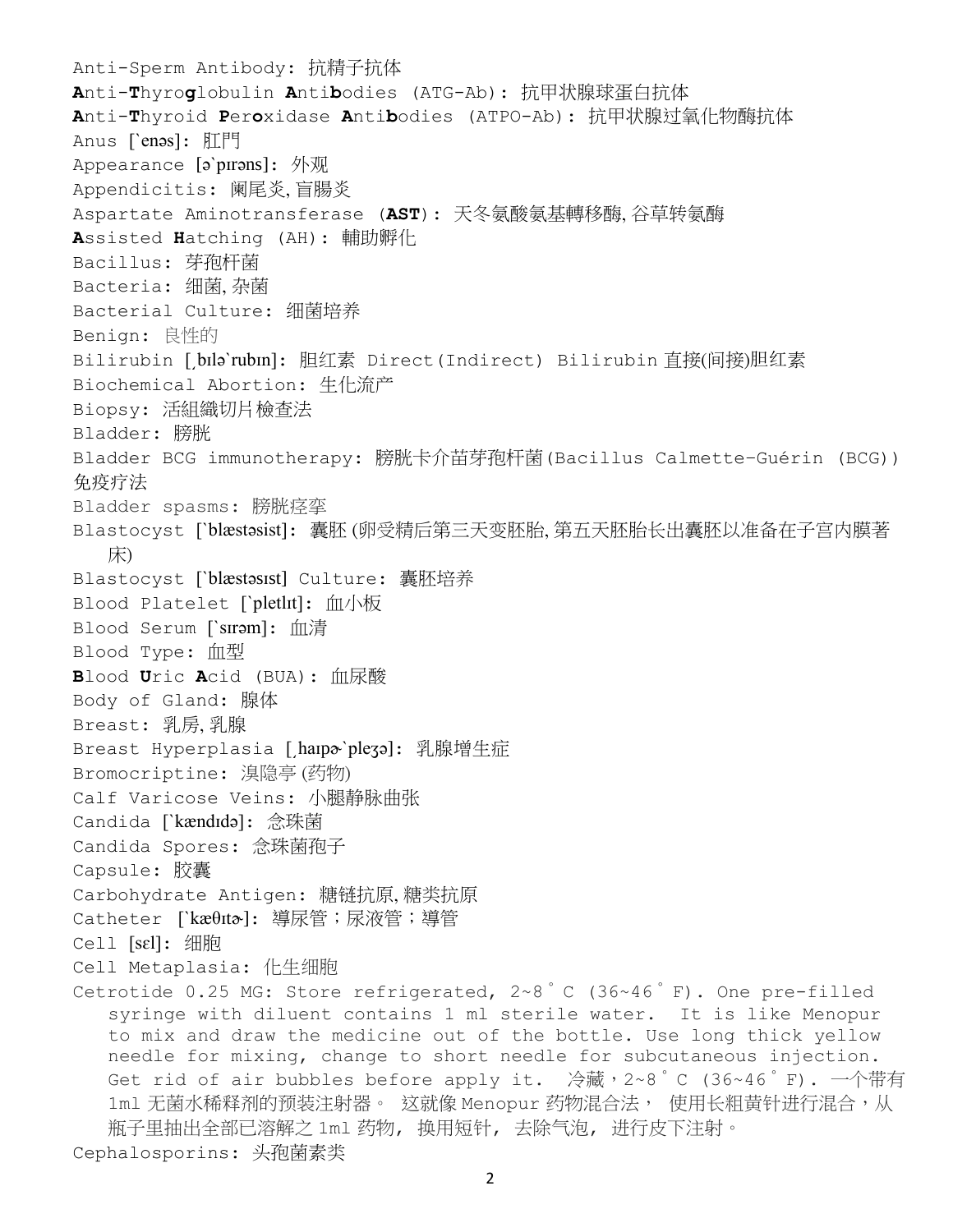Anti-Sperm Antibody: 抗精子抗体

**A**nti-**T**hyro**g**lobulin **A**nti**b**odies (ATG-Ab): 抗甲状腺球蛋白抗体

**A**nti-**T**hyroid **P**er**o**xidase **A**nti**b**odies (ATPO-Ab): 抗甲状腺过氧化物酶抗体

Anus [ˋenəs]: 肛門

Appearance [əˋpɪrəns]: 外观

Appendicitis: 阑尾炎, 盲腸炎

Aspartate Aminotransferase (**AST**): 天冬氨酸氨基轉移酶, 谷草转氨酶

**A**ssisted **H**atching (AH): 輔助孵化

Bacillus: 芽孢杆菌

Bacteria: 细菌, 杂菌

Bacterial Culture: 细菌培养

Benign: 良性的

Bilirubin [ˌbɪləˋrubɪn]: 胆红素 Direct(Indirect) Bilirubin 直接(间接)胆红素

Biochemical Abortion: 生化流产

Biopsy: 活組織切片檢查法

Bladder: 膀胱

Bladder BCG immunotherapy: 膀胱卡介苗芽孢杆菌(Bacillus Calmette-Guérin (BCG))免疫疗法

Bladder spasms: 膀胱痉挛

Blastocyst [ˋblæstəsist]: 囊胚 (卵受精后第三天变胚胎, 第五天胚胎长出囊胚以准备在子宫内膜著床)

Blastocyst [ˋblæstəsɪst] Culture: 囊胚培养

Blood Platelet [ˋpletlɪt]: 血小板

Blood Serum [ˋsɪrəm]: 血清

Blood Type: 血型

**B**lood **U**ric **A**cid (BUA): 血尿酸

Body of Gland: 腺体

Breast: 乳房, 乳腺

Breast Hyperplasia [ˌhaɪpɚˋpleʒə]: 乳腺增生症

Bromocriptine: 溴隐亭 (药物)

Calf Varicose Veins: 小腿静脉曲张

Candida [ˋkændɪdə]: 念珠菌

Candida Spores: 念珠菌孢子

Capsule: 胶囊

Carbohydrate Antigen: 糖链抗原, 糖类抗原

Catheter [ˋkæθɪtɚ]: 導尿管；尿液管；導管

Cell [sɛl]: 细胞

Cell Metaplasia: 化生细胞

Cetrotide 0.25 MG: Store refrigerated, 2~8˚C (36~46˚F). One pre-filled syringe with diluent contains 1 ml sterile water. It is like Menopur to mix and draw the medicine out of the bottle. Use long thick yellow needle for mixing, change to short needle for subcutaneous injection. Get rid of air bubbles before apply it. 冷藏，2~8˚C (36~46˚F). 一个带有1ml 无菌水稀释剂的预装注射器。 这就像 Menopur 药物混合法， 使用长粗黄针进行混合，从瓶子里抽出全部已溶解之 1ml 药物， 换用短针， 去除气泡， 进行皮下注射。

Cephalosporins: 头孢菌素类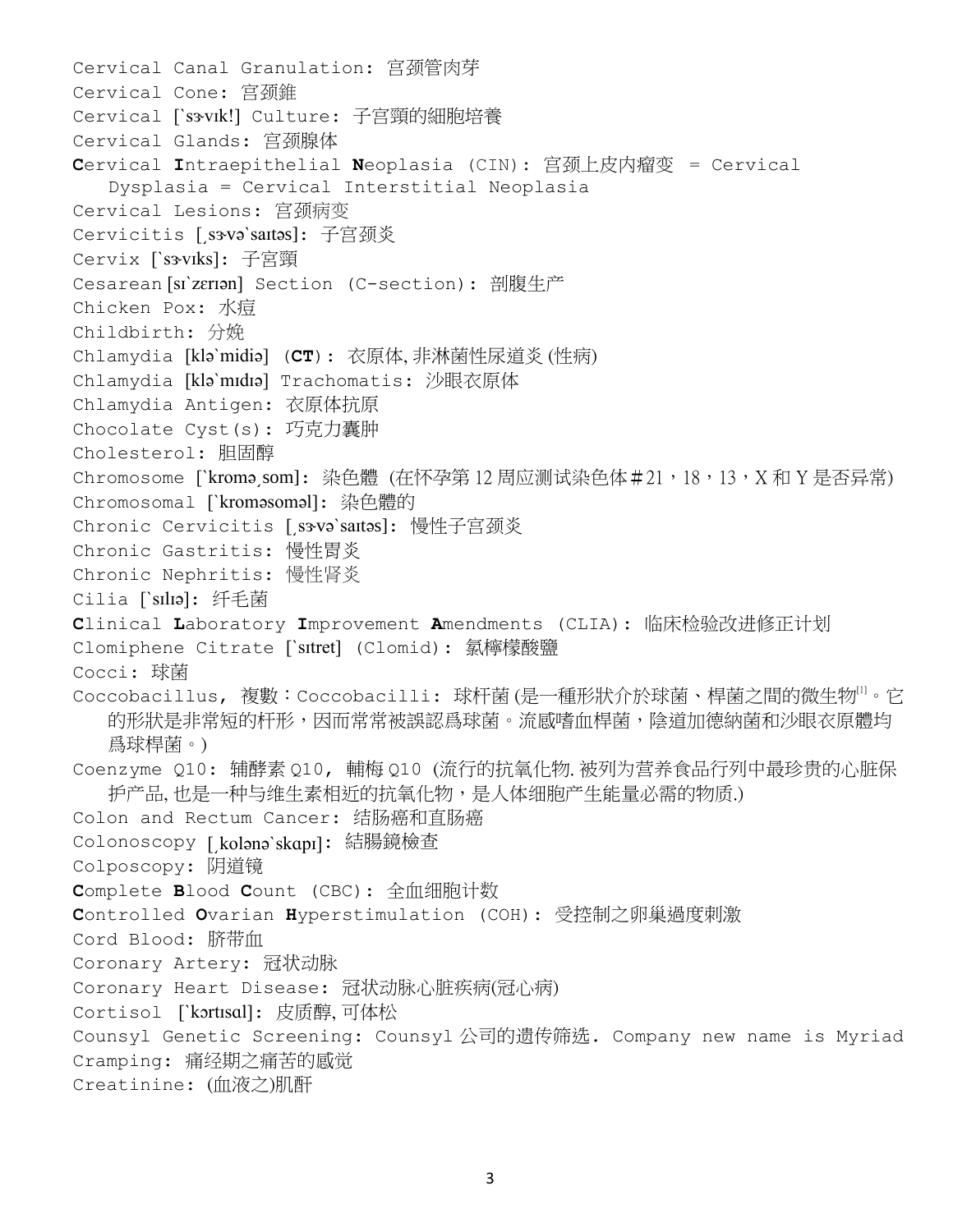Cervical Canal Granulation: 宫颈管肉芽

Cervical Cone: 宫颈錐

Cervical [`sɝvɪk!] Culture: 子宮頸的細胞培養

Cervical Glands: 宫颈腺体

**C**ervical **I**ntraepithelial **N**eoplasia (CIN): 宫颈上皮内瘤变 = Cervical Dysplasia = Cervical Interstitial Neoplasia

Cervical Lesions: 宫颈病变

Cervicitis [͵sɝvə`saɪtəs]: 子宫颈炎

Cervix [`sɝvɪks]: 子宮頸

Cesarean [sɪ`zɛrɪən] Section (C-section): 剖腹生产

Chicken Pox: 水痘

Childbirth: 分娩

Chlamydia [klə`midiə] (**CT**): 衣原体, 非淋菌性尿道炎 (性病)

Chlamydia [klə`mɪdɪə] Trachomatis: 沙眼衣原体

Chlamydia Antigen: 衣原体抗原

Chocolate Cyst(s): 巧克力囊肿

Cholesterol: 胆固醇

Chromosome [`kromə͵som]: 染色體 (在怀孕第 12 周应测试染色体＃21，18，13，X 和 Y 是否异常)

Chromosomal [`kroməsoməl]: 染色體的

Chronic Cervicitis [͵sɝvə`saɪtəs]: 慢性子宫颈炎

Chronic Gastritis: 慢性胃炎

Chronic Nephritis: 慢性肾炎

Cilia [`sɪlɪə]: 纤毛菌

**C**linical **L**aboratory **I**mprovement **A**mendments (CLIA): 临床检验改进修正计划

Clomiphene Citrate [`sɪtret] (Clomid): 氯檸檬酸鹽

Cocci: 球菌

Coccobacillus, 複數：Coccobacilli: 球杆菌 (是一種形狀介於球菌、桿菌之間的微生物[1]。它的形狀是非常短的杆形，因而常常被誤認爲球菌。流感嗜血桿菌，陰道加德納菌和沙眼衣原體均爲球桿菌。)

Coenzyme Q10: 辅酵素 Q10, 輔梅 Q10 (流行的抗氧化物. 被列为营养食品行列中最珍贵的心脏保护产品, 也是一种与维生素相近的抗氧化物，是人体细胞产生能量必需的物质.)

Colon and Rectum Cancer: 结肠癌和直肠癌

Colonoscopy [͵kolənə`skɑpɪ]: 結腸鏡檢查

Colposcopy: 阴道镜

**C**omplete **B**lood **C**ount (CBC): 全血细胞计数

**C**ontrolled **O**varian **H**yperstimulation (COH): 受控制之卵巢過度刺激

Cord Blood: 脐带血

Coronary Artery: 冠状动脉

Coronary Heart Disease: 冠状动脉心脏疾病(冠心病)

Cortisol [`kɔrtɪsɑl]: 皮质醇, 可体松

Counsyl Genetic Screening: Counsyl 公司的遗传筛选. Company new name is Myriad

Cramping: 痛经期之痛苦的感觉

Creatinine: (血液之)肌酐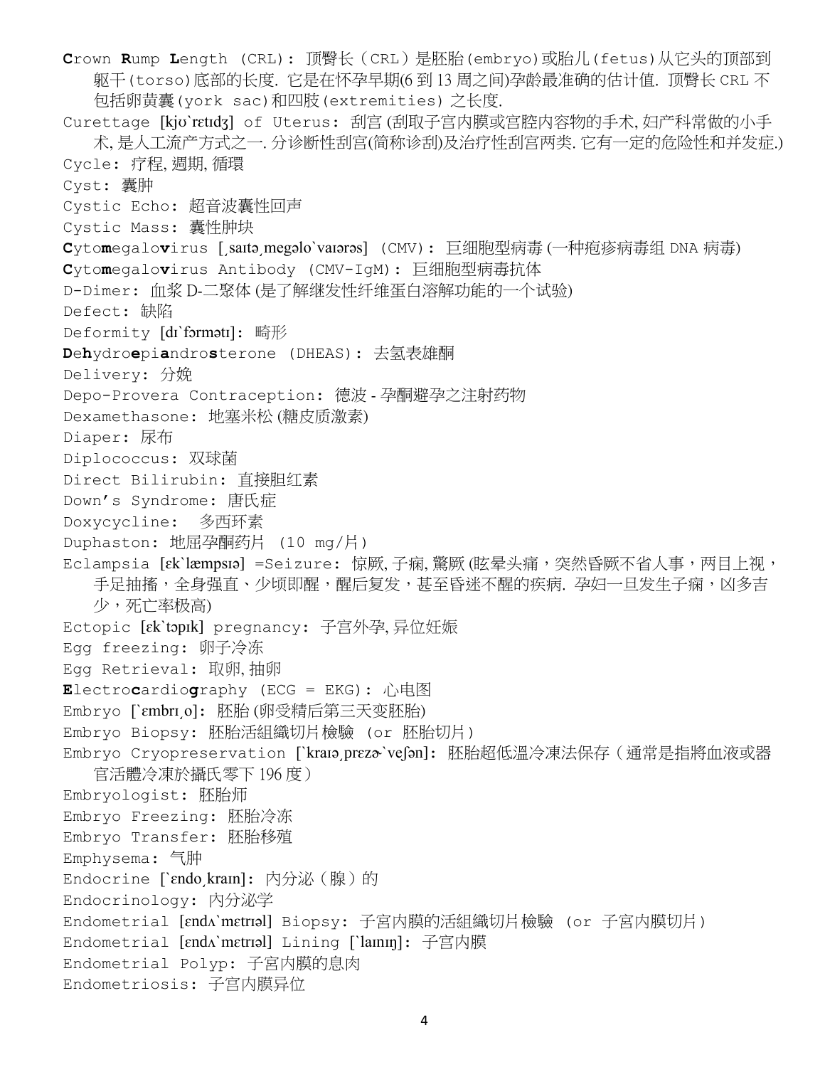**C**rown **R**ump **L**ength (CRL): 顶臀长（CRL）是胚胎(embryo)或胎儿(fetus)从它头的顶部到躯干(torso)底部的长度. 它是在怀孕早期(6 到 13 周之间)孕龄最准确的估计值. 顶臀长 CRL 不包括卵黄囊(york sac)和四肢(extremities) 之长度.

Curettage [kjʊ`rɛtɪdʒ] of Uterus: 刮宫 (刮取子宫内膜或宫腔内容物的手术, 妇产科常做的小手术, 是人工流产方式之一. 分诊断性刮宫(简称诊刮)及治疗性刮宫两类. 它有一定的危险性和并发症.)

Cycle: 疗程, 週期, 循環

Cyst: 囊肿

Cystic Echo: 超音波囊性回声

Cystic Mass: 囊性肿块

**C**yto**m**egalo**v**irus [ˌsaɪtəˌmegəlo`vaɪərəs] (CMV): 巨细胞型病毒 (一种疱疹病毒组 DNA 病毒)

**C**yto**m**egalo**v**irus Antibody (CMV-IgM): 巨细胞型病毒抗体

D-Dimer: 血浆 D-二聚体 (是了解继发性纤维蛋白溶解功能的一个试验)

Defect: 缺陷

Deformity [dɪ`fɔrmətɪ]: 畸形

**D**e**h**ydro**e**pi**a**ndro**s**terone (DHEAS): 去氢表雄酮

Delivery: 分娩

Depo-Provera Contraception: 德波 - 孕酮避孕之注射药物

Dexamethasone: 地塞米松 (糖皮质激素)

Diaper: 尿布

Diplococcus: 双球菌

Direct Bilirubin: 直接胆红素

Down's Syndrome: 唐氏症

Doxycycline: 多西环素

Duphaston: 地屈孕酮药片 (10 mg/片)

Eclampsia [ɛk`læmpsɪə] =Seizure: 惊厥, 子痫, 驚厥 (眩晕头痛，突然昏厥不省人事，两目上视，手足抽搐，全身强直、少顷即醒，醒后复发，甚至昏迷不醒的疾病. 孕妇一旦发生子痫，凶多吉少，死亡率极高)

Ectopic [ɛk`tɔpɪk] pregnancy: 子宫外孕, 异位妊娠

Egg freezing: 卵子冷冻

Egg Retrieval: 取卵, 抽卵

**E**lectro**c**ardio**g**raphy (ECG = EKG): 心电图

Embryo [`ɛmbrɪˌo]: 胚胎 (卵受精后第三天变胚胎)

Embryo Biopsy: 胚胎活組織切片檢驗 (or 胚胎切片)

Embryo Cryopreservation [`kraɪəˌprɛzɚ`veʃən]: 胚胎超低溫冷凍法保存（通常是指將血液或器官活體冷凍於攝氏零下 196 度）

Embryologist: 胚胎师

Embryo Freezing: 胚胎冷冻

Embryo Transfer: 胚胎移殖

Emphysema: 气肿

Endocrine [`ɛndoˌkraɪn]: 内分泌（腺）的

Endocrinology: 内分泌学

Endometrial [ɛndʌ`mɛtrɪəl] Biopsy: 子宫内膜的活組織切片檢驗 (or 子宫内膜切片)

Endometrial [ɛndʌ`mɛtrɪəl] Lining [`laɪnɪŋ]: 子宫内膜

Endometrial Polyp: 子宫内膜的息肉

Endometriosis: 子宫内膜异位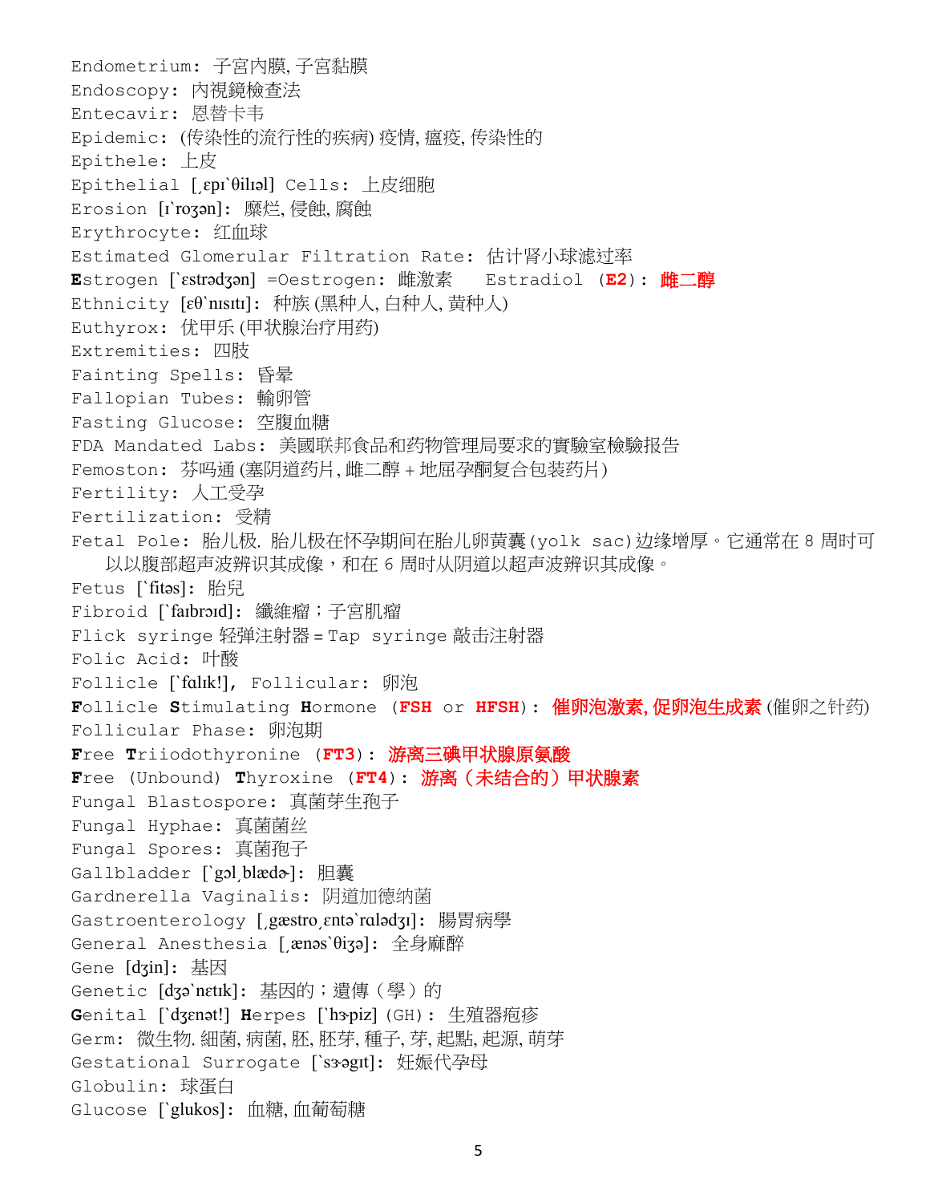Endometrium: 子宮内膜, 子宮黏膜
Endoscopy: 内視鏡檢查法
Entecavir: 恩替卡韦
Epidemic: (传染性的流行性的疾病) 疫情, 瘟疫, 传染性的
Epithele: 上皮
Epithelial [ˌɛpɪ`θilɪəl] Cells: 上皮细胞
Erosion [ɪ`roʒən]: 糜烂, 侵蝕, 腐蝕
Erythrocyte: 红血球
Estimated Glomerular Filtration Rate: 估计肾小球滤过率
**E**strogen [`ɛstrədʒən] =Oestrogen: 雌激素 Estradiol (**E2**): **雌二醇**
Ethnicity [ɛθ`nɪsɪtɪ]: 种族 (黑种人, 白种人, 黄种人)
Euthyrox: 优甲乐 (甲状腺治疗用药)
Extremities: 四肢
Fainting Spells: 昏暈
Fallopian Tubes: 輸卵管
Fasting Glucose: 空腹血糖
FDA Mandated Labs: 美國联邦食品和药物管理局要求的實驗室檢驗报告
Femoston: 芬吗通 (塞阴道药片, 雌二醇 + 地屈孕酮复合包装药片)
Fertility: 人工受孕
Fertilization: 受精
Fetal Pole: 胎儿极. 胎儿极在怀孕期间在胎儿卵黄囊(yolk sac)边缘增厚。它通常在 8 周时可以以腹部超声波辨识其成像，和在 6 周时从阴道以超声波辨识其成像。
Fetus [`fitəs]: 胎兒
Fibroid [`faɪbrɔɪd]: 纖維瘤；子宮肌瘤
Flick syringe 轻弹注射器 = Tap syringe 敲击注射器
Folic Acid: 叶酸
Follicle [`fɑlɪk!], Follicular: 卵泡
**F**ollicle **S**timulating **H**ormone (**FSH** or **HFSH**): **催卵泡激素, 促卵泡生成素** (催卵之针药)
Follicular Phase: 卵泡期
**F**ree **T**riiodothyronine (**FT3**): **游离三碘甲状腺原氨酸**
**F**ree (Unbound) **T**hyroxine (**FT4**): **游离（未结合的）甲状腺素**
Fungal Blastospore: 真菌芽生孢子
Fungal Hyphae: 真菌菌丝
Fungal Spores: 真菌孢子
Gallbladder [`gɔlˌblædɚ]: 胆囊
Gardnerella Vaginalis: 阴道加德纳菌
Gastroenterology [ˌgæstroˌɛntə`rɑlədʒɪ]: 腸胃病學
General Anesthesia [ˌænəs`θiʒə]: 全身麻醉
Gene [dʒin]: 基因
Genetic [dʒə`nɛtɪk]: 基因的；遺傳（學）的
**G**enital [`dʒɛnət!] **H**erpes [`hɝpiz] (GH): 生殖器疱疹
Germ: 微生物. 細菌, 病菌, 胚, 胚芽, 種子, 芽, 起點, 起源, 萌芽
Gestational Surrogate [`sɝəgɪt]: 妊娠代孕母
Globulin: 球蛋白
Glucose [`glukos]: 血糖, 血葡萄糖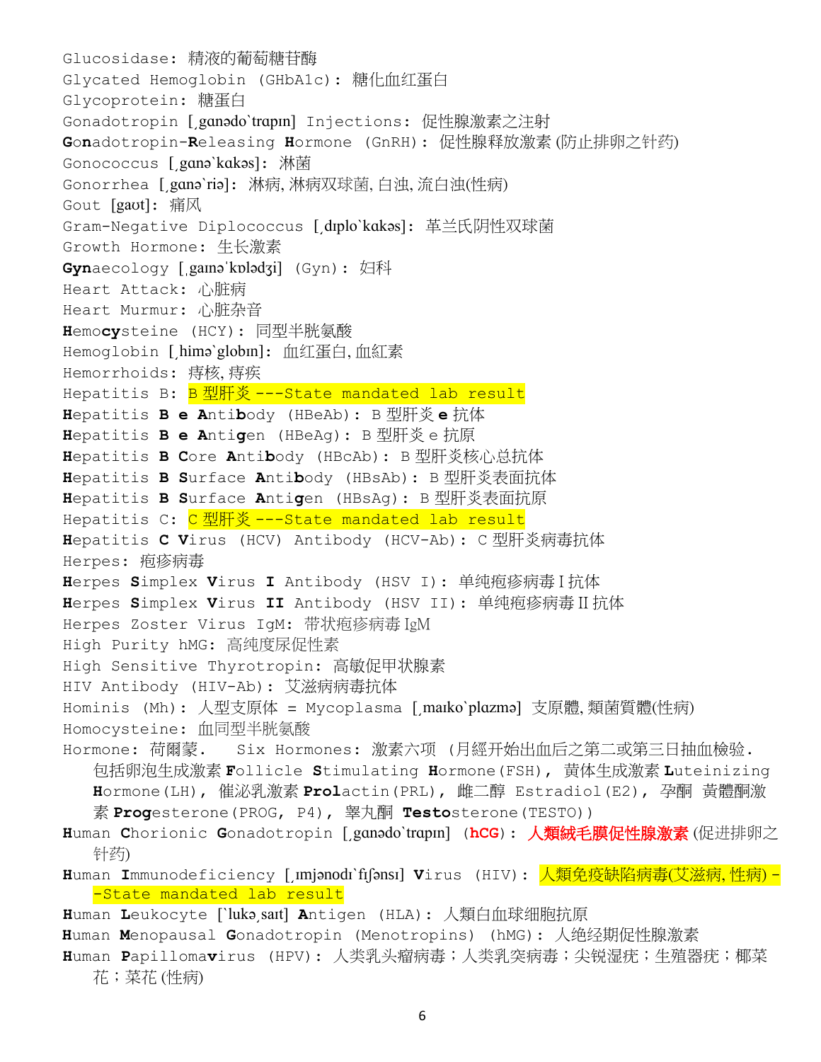Glucosidase: 精液的葡萄糖苷酶

Glycated Hemoglobin (GHbA1c): 糖化血红蛋白

Glycoprotein: 糖蛋白

Gonadotropin [ˌganədo`trapɪn] Injections: 促性腺激素之注射

**Go**nadotropin-**R**eleasing **H**ormone (GnRH): 促性腺释放激素 (防止排卵之针药)

Gonococcus [ˌganə`kakəs]: 淋菌

Gonorrhea [ˌganə`riə]: 淋病, 淋病双球菌, 白浊, 流白浊(性病)

Gout [gaʊt]: 痛风

Gram-Negative Diplococcus [ˌdɪplo`kakəs]: 革兰氏阴性双球菌

Growth Hormone: 生长激素

**Gyn**aecology [ˌgaɪnə'kɒlədʒi] (Gyn): 妇科

Heart Attack: 心脏病

Heart Murmur: 心脏杂音

**H**emo**cy**steine (HCY): 同型半胱氨酸

Hemoglobin [ˌhimə`globɪn]: 血红蛋白, 血紅素

Hemorrhoids: 痔核, 痔疾

Hepatitis B: B 型肝炎 ---State mandated lab result

**H**epatitis **B** **e** **A**nti**b**ody (HBeAb): B 型肝炎 **e** 抗体

**H**epatitis **B** **e** **A**nti**g**en (HBeAg): B 型肝炎 e 抗原

**H**epatitis **B** **C**ore **A**nti**b**ody (HBcAb): B 型肝炎核心总抗体

**H**epatitis **B** **S**urface **A**nti**b**ody (HBsAb): B 型肝炎表面抗体

**H**epatitis **B** **S**urface **A**nti**g**en (HBsAg): B 型肝炎表面抗原

Hepatitis C: C 型肝炎 ---State mandated lab result

**H**epatitis **C** **V**irus (HCV) Antibody (HCV-Ab): C 型肝炎病毒抗体

Herpes: 疱疹病毒

**H**erpes **S**implex **V**irus **I** Antibody (HSV I): 单纯疱疹病毒 I 抗体

**H**erpes **S**implex **V**irus **II** Antibody (HSV II): 单纯疱疹病毒 II 抗体

Herpes Zoster Virus IgM: 带状疱疹病毒 IgM

High Purity hMG: 高纯度尿促性素

High Sensitive Thyrotropin: 高敏促甲状腺素

HIV Antibody (HIV-Ab): 艾滋病病毒抗体

Hominis (Mh): 人型支原体 = Mycoplasma [ˌmaɪko`plazmə] 支原體, 類菌質體(性病)

Homocysteine: 血同型半胱氨酸

Hormone: 荷爾蒙. Six Hormones: 激素六项 (月經开始出血后之第二或第三日抽血檢验. 包括卵泡生成激素 **F**ollicle **S**timulating **H**ormone(FSH), 黄体生成激素 **L**uteinizing **H**ormone(LH), 催泌乳激素 **Prol**actin(PRL), 雌二醇 Estradiol(E2), 孕酮 黃體酮激素 **Prog**esterone(PROG, P4), 睾丸酮 **Testo**sterone(TESTO))

**H**uman **C**horionic **G**onadotropin [ˌganədo`trapɪn] (**hCG**): 人類絨毛膜促性腺激素 (促进排卵之针药)

**H**uman **I**mmunodeficiency [ˌɪmjənodɪ`fɪʃənsɪ] **V**irus (HIV): 人類免疫缺陷病毒(艾滋病, 性病) --State mandated lab result

**H**uman **L**eukocyte [`lukəˌsaɪt] **A**ntigen (HLA): 人類白血球细胞抗原

**H**uman **M**enopausal **G**onadotropin (Menotropins) (hMG): 人绝经期促性腺激素

**H**uman **P**apilloma**v**irus (HPV): 人类乳头瘤病毒；人类乳突病毒；尖锐湿疣；生殖器疣；椰菜花；菜花 (性病)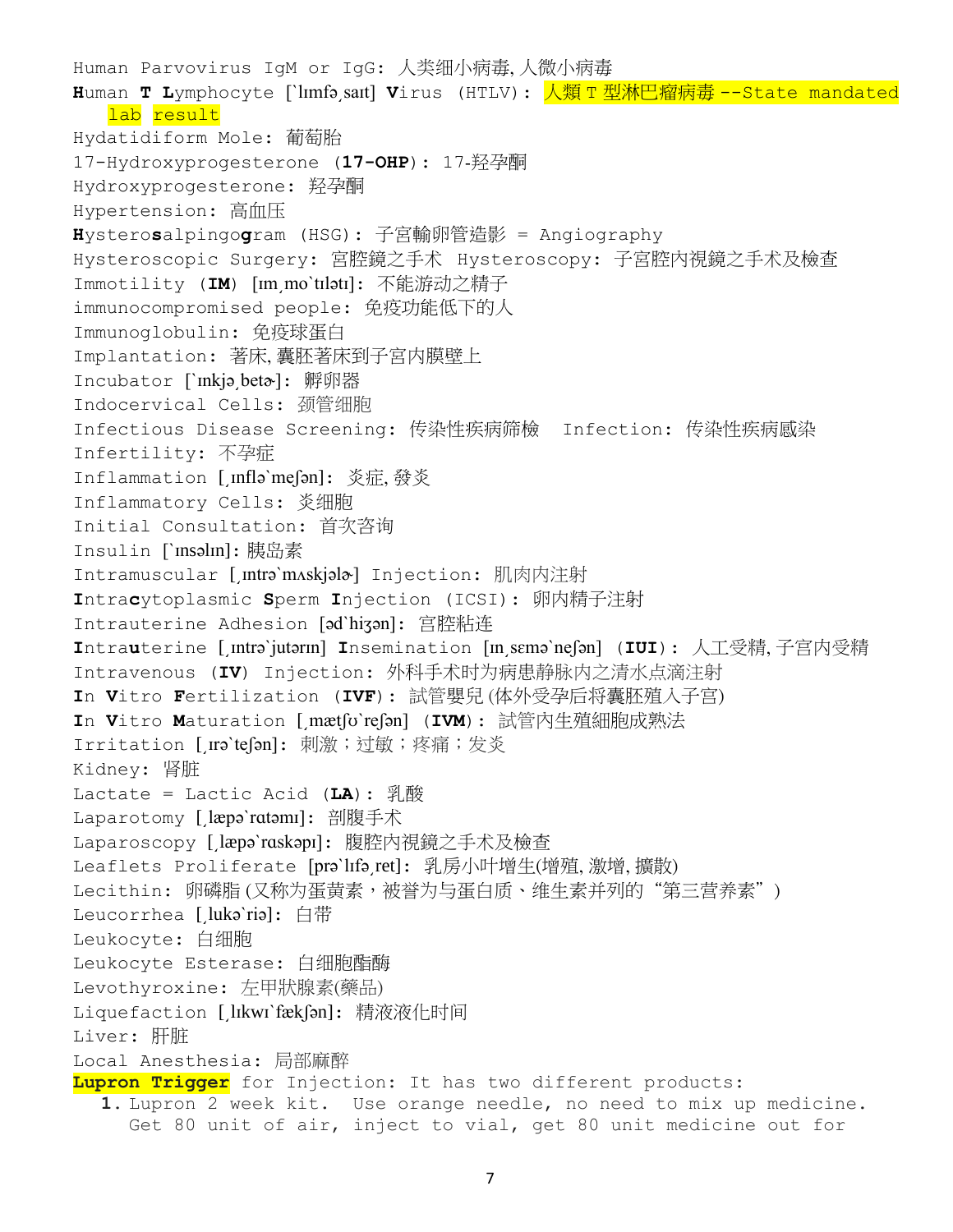Human Parvovirus IgM or IgG: 人类细小病毒, 人微小病毒

**H**uman **T** **L**ymphocyte [`lɪmfəˌsaɪt] **V**irus (HTLV): 人類 T 型淋巴瘤病毒 --State mandated lab result

Hydatidiform Mole: 葡萄胎

17-Hydroxyprogesterone (**17-OHP**): 17-羟孕酮

Hydroxyprogesterone: 羟孕酮

Hypertension: 高血压

**H**ystero**s**alpingo**g**ram (HSG): 子宫輸卵管造影 = Angiography

Hysteroscopic Surgery: 宮腔鏡之手术 Hysteroscopy: 子宫腔内視鏡之手术及檢查

Immotility (**IM**) [ɪmˌmo`tɪlətɪ]: 不能游动之精子

immunocompromised people: 免疫功能低下的人

Immunoglobulin: 免疫球蛋白

Implantation: 著床, 囊胚著床到子宫内膜壁上

Incubator [`ɪnkjəˌbetɚ]: 孵卵器

Indocervical Cells: 颈管细胞

Infectious Disease Screening: 传染性疾病篩檢 Infection: 传染性疾病感染

Infertility: 不孕症

Inflammation [ˌɪnflə`meʃən]: 炎症, 發炎

Inflammatory Cells: 炎细胞

Initial Consultation: 首次咨询

Insulin [`ɪnsəlɪn]: 胰岛素

Intramuscular [ˌɪntrə`mʌskjəlɚ] Injection: 肌肉内注射

**I**ntra**c**ytoplasmic **S**perm **I**njection (ICSI): 卵内精子注射

Intrauterine Adhesion [əd`hiʒən]: 宮腔粘连

**I**ntra**u**terine [ˌɪntrə`jutərɪn] **I**nsemination [ɪnˌsɛmə`neʃən] (**IUI**): 人工受精, 子宫内受精

Intravenous (**IV**) Injection: 外科手术时为病患静脉内之清水点滴注射

**I**n **V**itro **F**ertilization (**IVF**): 試管嬰兒 (体外受孕后将囊胚殖入子宫)

**I**n **V**itro **M**aturation [ˌmætʃʊ`reʃən] (**IVM**): 試管内生殖細胞成熟法

Irritation [ˌɪrə`teʃən]: 刺激；过敏；疼痛；发炎

Kidney: 肾脏

Lactate = Lactic Acid (**LA**): 乳酸

Laparotomy [ˌlæpə`rɑtəmɪ]: 剖腹手术

Laparoscopy [ˌlæpə`rɑskəpɪ]: 腹腔内視鏡之手术及檢查

Leaflets Proliferate [prə`lɪfəˌret]: 乳房小叶增生(增殖, 激增, 擴散)

Lecithin: 卵磷脂 (又称为蛋黄素，被誉为与蛋白质、维生素并列的“第三营养素”)

Leucorrhea [ˌlukə`riə]: 白带

Leukocyte: 白细胞

Leukocyte Esterase: 白细胞酯酶

Levothyroxine: 左甲狀腺素(藥品)

Liquefaction [ˌlɪkwɪ`fækʃən]: 精液液化时间

Liver: 肝脏

Local Anesthesia: 局部麻醉

**Lupron Trigger** for Injection: It has two different products:

1. Lupron 2 week kit. Use orange needle, no need to mix up medicine. Get 80 unit of air, inject to vial, get 80 unit medicine out for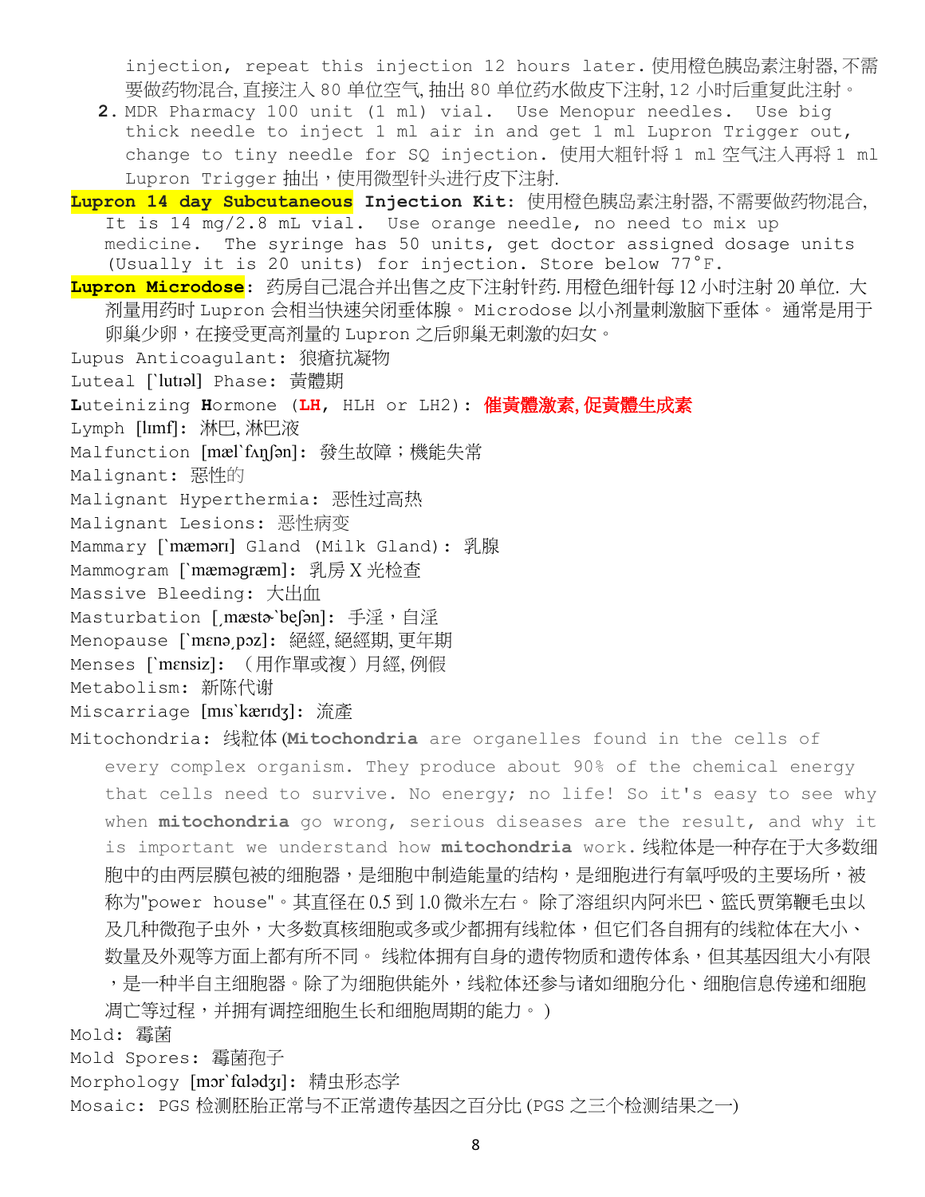injection, repeat this injection 12 hours later. 使用橙色胰岛素注射器, 不需要做药物混合, 直接注入 80 单位空气, 抽出 80 单位药水做皮下注射, 12 小时后重复此注射。

2. MDR Pharmacy 100 unit (1 ml) vial. Use Menopur needles. Use big thick needle to inject 1 ml air in and get 1 ml Lupron Trigger out, change to tiny needle for SQ injection. 使用大粗针将 1 ml 空气注入再将 1 ml Lupron Trigger 抽出，使用微型针头进行皮下注射.

**Lupron 14 day Subcutaneous Injection Kit**: 使用橙色胰岛素注射器, 不需要做药物混合, It is 14 mg/2.8 mL vial. Use orange needle, no need to mix up medicine. The syringe has 50 units, get doctor assigned dosage units (Usually it is 20 units) for injection. Store below 77°F.

**Lupron Microdose**: 药房自己混合并出售之皮下注射针药. 用橙色细针每 12 小时注射 20 单位. 大剂量用药时 Lupron 会相当快速关闭垂体腺。 Microdose 以小剂量刺激脑下垂体。 通常是用于卵巢少卵，在接受更高剂量的 Lupron 之后卵巢无刺激的妇女。

Lupus Anticoagulant: 狼瘡抗凝物

Luteal [`lutɪəl] Phase: 黃體期

**L**uteinizing **H**ormone (**LH**, HLH or LH2): **催黃體激素, 促黃體生成素**

Lymph [lɪmf]: 淋巴, 淋巴液

Malfunction [mæl`fʌŋʃən]: 發生故障；機能失常

Malignant: 惡性的

Malignant Hyperthermia: 恶性过高热

Malignant Lesions: 恶性病变

Mammary [`mæmərɪ] Gland (Milk Gland): 乳腺

Mammogram [`mæməgræm]: 乳房 X 光检查

Massive Bleeding: 大出血

Masturbation [͵mæstɚ`beʃən]: 手淫，自淫

Menopause [`mɛnə͵pɔz]: 絕經, 絕經期, 更年期

Menses [`mɛnsiz]: （用作單或複）月經, 例假

Metabolism: 新陈代谢

Miscarriage [mɪs`kærɪdʒ]: 流產

Mitochondria: 线粒体 (**Mitochondria** are organelles found in the cells of every complex organism. They produce about 90% of the chemical energy that cells need to survive. No energy; no life! So it's easy to see why when **mitochondria** go wrong, serious diseases are the result, and why it is important we understand how **mitochondria** work. 线粒体是一种存在于大多数细胞中的由两层膜包被的细胞器，是细胞中制造能量的结构，是细胞进行有氧呼吸的主要场所，被称为"power house"。其直径在 0.5 到 1.0 微米左右。 除了溶组织内阿米巴、篮氏贾第鞭毛虫以及几种微孢子虫外，大多数真核细胞或多或少都拥有线粒体，但它们各自拥有的线粒体在大小、数量及外观等方面上都有所不同。 线粒体拥有自身的遗传物质和遗传体系，但其基因组大小有限，是一种半自主细胞器。除了为细胞供能外，线粒体还参与诸如细胞分化、细胞信息传递和细胞凋亡等过程，并拥有调控细胞生长和细胞周期的能力。)

Mold: 霉菌

Mold Spores: 霉菌孢子

Morphology [mɔr`fɑlədʒɪ]: 精虫形态学

Mosaic: PGS 检测胚胎正常与不正常遗传基因之百分比 (PGS 之三个检测结果之一)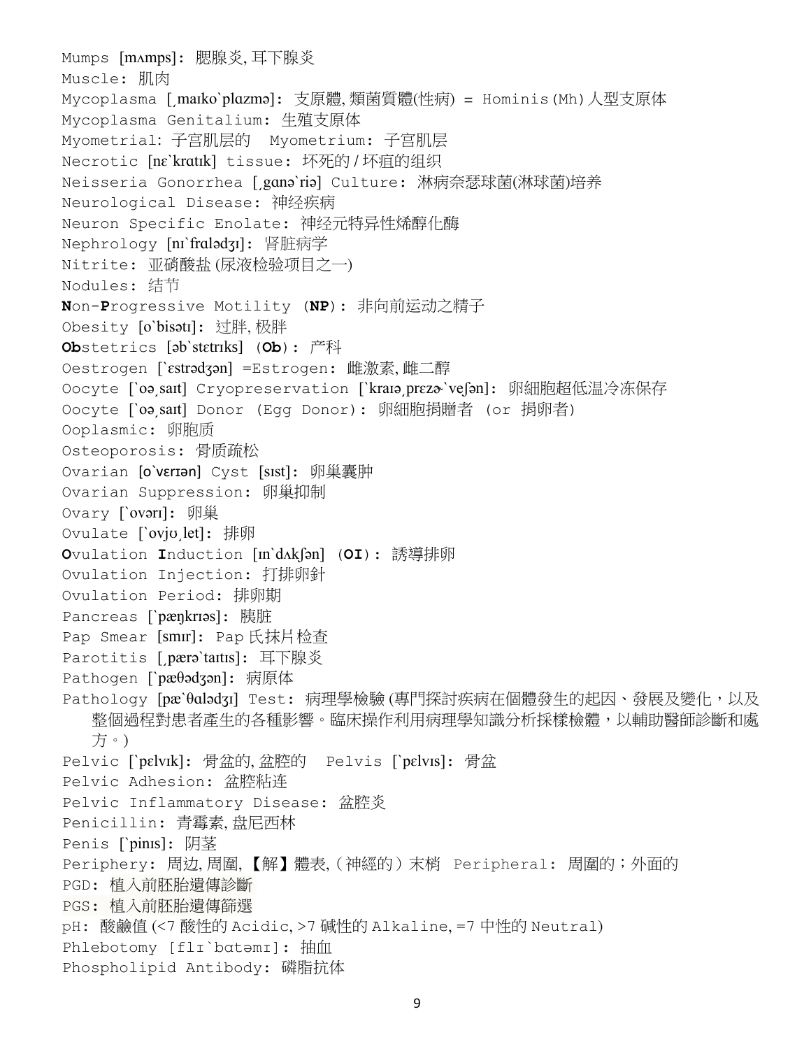Mumps [mʌmps]: 腮腺炎, 耳下腺炎

Muscle: 肌肉

Mycoplasma [ˌmaɪko`plɑzmə]: 支原體, 類菌質體(性病) = Hominis(Mh)人型支原体

Mycoplasma Genitalium: 生殖支原体

Myometrial: 子宫肌层的　Myometrium: 子宫肌层

Necrotic [nɛ`krɑtɪk] tissue: 坏死的 / 坏疽的组织

Neisseria Gonorrhea [ˌgɑnə`riə] Culture: 淋病奈瑟球菌(淋球菌)培养

Neurological Disease: 神经疾病

Neuron Specific Enolate: 神经元特异性烯醇化酶

Nephrology [nɪ`frɑlədʒɪ]: 肾脏病学

Nitrite: 亚硝酸盐 (尿液检验项目之一)

Nodules: 结节

**N**on-**P**rogressive Motility (**NP**): 非向前运动之精子

Obesity [o`bisətɪ]: 过胖, 极胖

**Ob**stetrics [əb`stɛtrɪks] (**Ob**): 产科

Oestrogen [`ɛstrədʒən] =Estrogen: 雌激素, 雌二醇

Oocyte [`oəˌsaɪt] Cryopreservation [`kraɪəˌprɛzɚ`veʃən]: 卵細胞超低温冷冻保存

Oocyte [`oəˌsaɪt] Donor (Egg Donor): 卵細胞捐贈者 (or 捐卵者)

Ooplasmic: 卵胞质

Osteoporosis: 骨质疏松

Ovarian [o`vɛrɪən] Cyst [sɪst]: 卵巢囊肿

Ovarian Suppression: 卵巢抑制

Ovary [`ovərɪ]: 卵巢

Ovulate [`ovjʊˌlet]: 排卵

**O**vulation **I**nduction [ɪn`dʌkʃən] (**OI**): 誘導排卵

Ovulation Injection: 打排卵針

Ovulation Period: 排卵期

Pancreas [`pæŋkrɪəs]: 胰脏

Pap Smear [smɪr]: Pap 氏抹片检查

Parotitis [ˌpærə`taɪtɪs]: 耳下腺炎

Pathogen [`pæθədʒən]: 病原体

Pathology [pæ`θɑlədʒɪ] Test: 病理學檢驗 (專門探討疾病在個體發生的起因、發展及變化，以及整個過程對患者產生的各種影響。臨床操作利用病理學知識分析採樣檢體，以輔助醫師診斷和處方。)

Pelvic [`pɛlvɪk]: 骨盆的, 盆腔的　Pelvis [`pɛlvɪs]: 骨盆

Pelvic Adhesion: 盆腔粘连

Pelvic Inflammatory Disease: 盆腔炎

Penicillin: 青霉素, 盘尼西林

Penis [`pinɪs]: 阴茎

Periphery: 周边, 周圍, 【解】體表, (神經的) 末梢　Peripheral: 周圍的；外面的

PGD: 植入前胚胎遺傳診斷

PGS: 植入前胚胎遺傳篩選

pH: 酸鹼值 (<7 酸性的 Acidic, >7 碱性的 Alkaline, =7 中性的 Neutral)

Phlebotomy [flɪ`bɑtəmɪ]: 抽血

Phospholipid Antibody: 磷脂抗体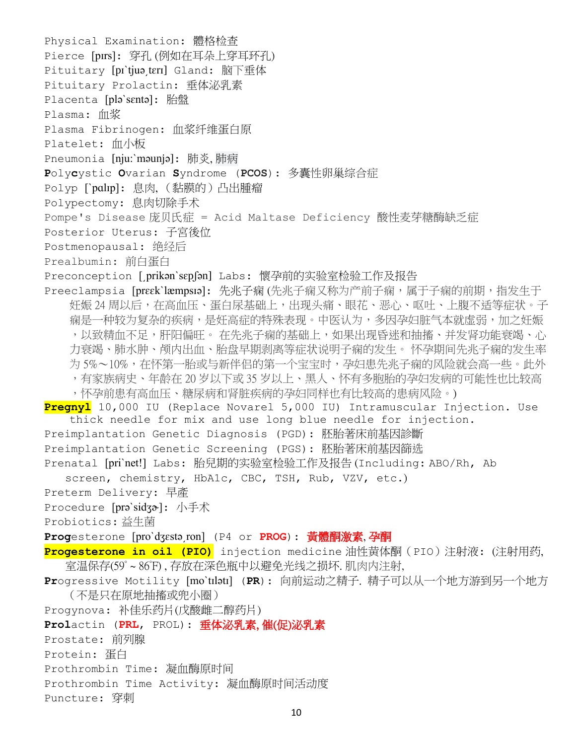Physical Examination: 體格检查

Pierce [pɪrs]: 穿孔 (例如在耳朵上穿耳环孔)

Pituitary [pɪ`tjuə͵tɛrɪ] Gland: 脑下垂体

Pituitary Prolactin: 垂体泌乳素

Placenta [plə`sɛntə]: 胎盤

Plasma: 血浆

Plasma Fibrinogen: 血浆纤维蛋白原

Platelet: 血小板

Pneumonia [nju:`məunjə]: 肺炎, 肺病

**P**oly**c**ystic **O**varian **S**yndrome (**PCOS**): 多囊性卵巢综合症

Polyp [`pɑlɪp]: 息肉, (黏膜的) 凸出腫瘤

Polypectomy: 息肉切除手术

Pompe's Disease 庞贝氏症 = Acid Maltase Deficiency 酸性麦芽糖酶缺乏症

Posterior Uterus: 子宫後位

Postmenopausal: 绝经后

Prealbumin: 前白蛋白

Preconception [͵prikən`sɛpʃən] Labs: 懷孕前的实验室检验工作及报告

Preeclampsia [prɛɛk`læmpsɪə]: 先兆子痫 (先兆子痫又称为产前子痫，属于子痫的前期，指发生于妊娠 24 周以后，在高血压、蛋白尿基础上，出现头痛、眼花、恶心、呕吐、上腹不适等症状。子痫是一种较为复杂的疾病，是妊高症的特殊表现。中医认为，多因孕妇脏气本就虚弱，加之妊娠，以致精血不足，肝阳偏旺。 在先兆子痫的基础上，如果出现昏迷和抽搐、并发肾功能衰竭、心力衰竭、肺水肿、颅内出血、胎盘早期剥离等症状说明子痫的发生。 怀孕期间先兆子痫的发生率为 5%～10%，在怀第一胎或与新伴侣的第一个宝宝时，孕妇患先兆子痫的风险就会高一些。此外，有家族病史、年龄在 20 岁以下或 35 岁以上、黑人、怀有多胞胎的孕妇发病的可能性也比较高，怀孕前患有高血压、糖尿病和肾脏疾病的孕妇同样也有比较高的患病风险。)

**Pregnyl** 10,000 IU (Replace Novarel 5,000 IU) Intramuscular Injection. Use thick needle for mix and use long blue needle for injection.

Preimplantation Genetic Diagnosis (PGD): 胚胎著床前基因診斷

Preimplantation Genetic Screening (PGS): 胚胎著床前基因篩选

Prenatal [pri`net!] Labs: 胎兒期的实验室检验工作及报告 (Including: ABO/Rh, Ab screen, chemistry, HbA1c, CBC, TSH, Rub, VZV, etc.)

Preterm Delivery: 早產

Procedure [prə`sidʒɚ]: 小手术

Probiotics: 益生菌

**Prog**esterone [pro`dʒɛstə͵ron] (P4 or **PROG**): **黃體酮激素, 孕酮**

**Progesterone in oil (PIO)** injection medicine 油性黄体酮 (PIO) 注射液: (注射用药, 室温保存(59° ~ 86°F), 存放在深色瓶中以避免光线之損坏. 肌肉内注射,

**Pr**ogressive Motility [mo`tɪlətɪ] (**PR**): 向前运动之精子. 精子可以从一个地方游到另一个地方 (不是只在原地抽搐或兜小圈)

Progynova: 补佳乐药片(戊酸雌二醇药片)

**Prol**actin (**PRL**, PROL): **垂体泌乳素, 催(促)泌乳素**

Prostate: 前列腺

Protein: 蛋白

Prothrombin Time: 凝血酶原时间

Prothrombin Time Activity: 凝血酶原时间活动度

Puncture: 穿刺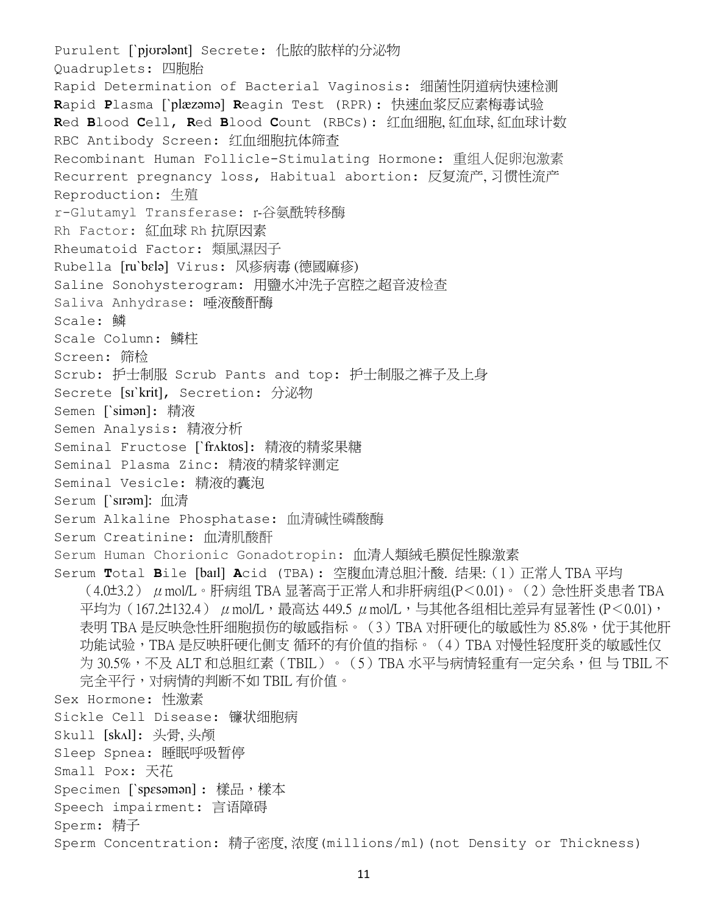Purulent [`pjʊrələnt] Secrete: 化脓的脓样的分泌物
Quadruplets: 四胞胎
Rapid Determination of Bacterial Vaginosis: 细菌性阴道病快速检测
**R**apid **P**lasma [`plæzəmə] **R**eagin Test (RPR): 快速血浆反应素梅毒试验
**R**ed **B**lood **C**ell, **R**ed **B**lood **C**ount (RBCs): 红血细胞, 紅血球, 紅血球计数
RBC Antibody Screen: 红血细胞抗体筛查
Recombinant Human Follicle-Stimulating Hormone: 重组人促卵泡激素
Recurrent pregnancy loss, Habitual abortion: 反复流产, 习惯性流产
Reproduction: 生殖
r-Glutamyl Transferase: r-谷氨酰转移酶
Rh Factor: 紅血球 Rh 抗原因素
Rheumatoid Factor: 類風濕因子
Rubella [ru`bɛlə] Virus: 风疹病毒 (德國麻疹)
Saline Sonohysterogram: 用鹽水沖洗子宮腔之超音波检查
Saliva Anhydrase: 唾液酸酐酶
Scale: 鱗
Scale Column: 鱗柱
Screen: 筛检
Scrub: 护士制服 Scrub Pants and top: 护士制服之裤子及上身
Secrete [sɪ`krit], Secretion: 分泌物
Semen [`simən]: 精液
Semen Analysis: 精液分析
Seminal Fructose [`frʌktos]: 精液的精浆果糖
Seminal Plasma Zinc: 精液的精浆锌测定
Seminal Vesicle: 精液的囊泡
Serum [`sɪrəm]: 血清
Serum Alkaline Phosphatase: 血清碱性磷酸酶
Serum Creatinine: 血清肌酸酐
Serum Human Chorionic Gonadotropin: 血清人類絨毛膜促性腺激素
Serum **T**otal **B**ile [baɪl] **A**cid (TBA): 空腹血清总胆汁酸. 结果:（1）正常人 TBA 平均（4.0±3.2） μmol/L。肝病组 TBA 显著高于正常人和非肝病组(P＜0.01)。（2）急性肝炎患者 TBA 平均为（167.2±132.4） μmol/L，最高达 449.5 μmol/L，与其他各组相比差异有显著性 (P＜0.01)，表明 TBA 是反映急性肝细胞损伤的敏感指标。（3）TBA 对肝硬化的敏感性为 85.8%，优于其他肝功能试验，TBA 是反映肝硬化侧支 循环的有价值的指标。（4）TBA 对慢性轻度肝炎的敏感性仅为 30.5%，不及 ALT 和总胆红素（TBIL）。（5）TBA 水平与病情轻重有一定关系，但 与 TBIL 不完全平行，对病情的判断不如 TBIL 有价值。
Sex Hormone: 性激素
Sickle Cell Disease: 镰状细胞病
Skull [skʌl]: 头骨, 头颅
Sleep Spnea: 睡眠呼吸暫停
Small Pox: 天花
Specimen [`spɛsəmən]：樣品，樣本
Speech impairment: 言语障碍
Sperm: 精子
Sperm Concentration: 精子密度, 浓度(millions/ml)(not Density or Thickness)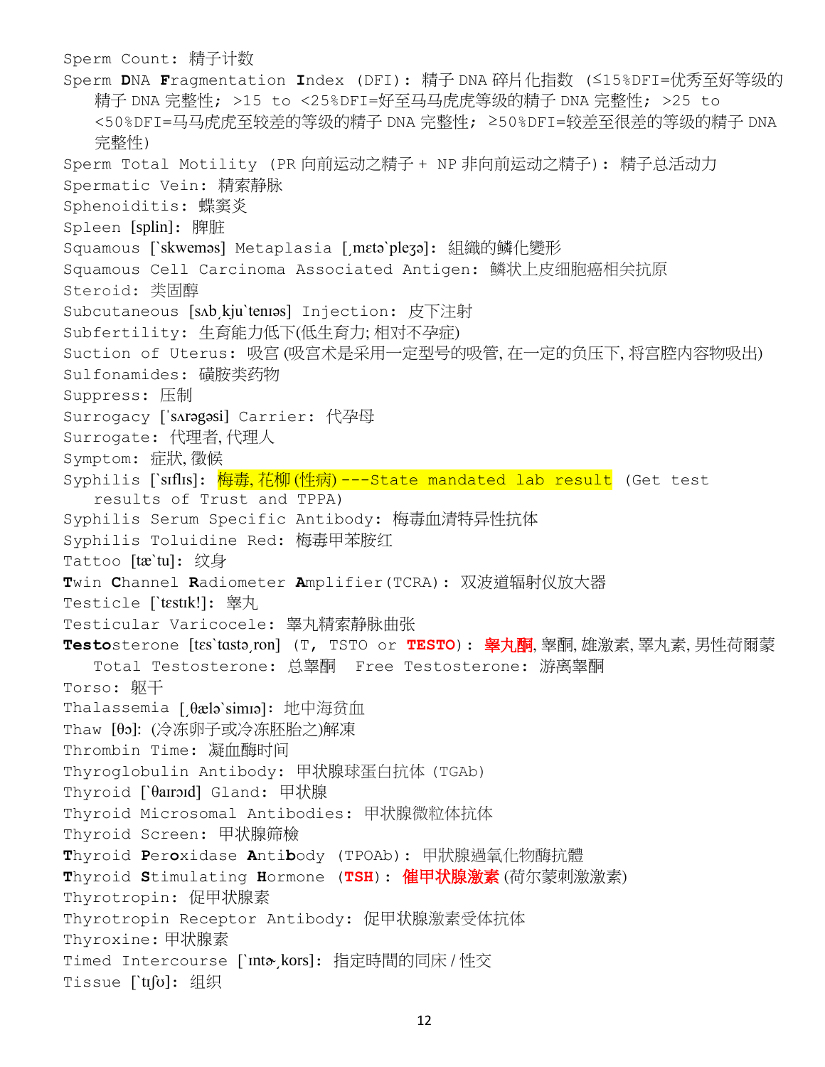Sperm Count: 精子计数

Sperm **D**NA **F**ragmentation **I**ndex (DFI): 精子 DNA 碎片化指数 (≤15%DFI=优秀至好等级的精子 DNA 完整性; >15 to <25%DFI=好至马马虎虎等级的精子 DNA 完整性; >25 to <50%DFI=马马虎虎至较差的等级的精子 DNA 完整性; ≥50%DFI=较差至很差的等级的精子 DNA 完整性)

Sperm Total Motility (PR 向前运动之精子 + NP 非向前运动之精子): 精子总活动力

Spermatic Vein: 精索静脉

Sphenoiditis: 蝶窦炎

Spleen [splin]: 脾脏

Squamous [`skweməs] Metaplasia [ˌmɛtə`pleʒə]: 組織的鱗化變形

Squamous Cell Carcinoma Associated Antigen: 鳞状上皮细胞癌相关抗原

Steroid: 类固醇

Subcutaneous [sʌbˌkju`tenɪəs] Injection: 皮下注射

Subfertility: 生育能力低下(低生育力; 相对不孕症)

Suction of Uterus: 吸宫 (吸宫术是采用一定型号的吸管, 在一定的负压下, 将宫腔内容物吸出)

Sulfonamides: 磺胺类药物

Suppress: 压制

Surrogacy [`sʌrəgəsi] Carrier: 代孕母

Surrogate: 代理者, 代理人

Symptom: 症狀, 徵候

Syphilis [`sɪflɪs]: 梅毒, 花柳 (性病) ---State mandated lab result (Get test results of Trust and TPPA)

Syphilis Serum Specific Antibody: 梅毒血清特异性抗体

Syphilis Toluidine Red: 梅毒甲苯胺红

Tattoo [tæ`tu]: 纹身

**T**win **C**hannel **R**adiometer **A**mplifier(TCRA): 双波道辐射仪放大器

Testicle [`tɛstɪk!]: 睪丸

Testicular Varicocele: 睾丸精索静脉曲张

**Testo**sterone [tɛs`tɑstəˌron] (T, TSTO or **TESTO**): **睾丸酮**, 睪酮, 雄激素, 睪丸素, 男性荷爾蒙

Total Testosterone: 总睾酮  Free Testosterone: 游离睾酮

Torso: 躯干

Thalassemia [ˌθælə`simɪə]: 地中海贫血

Thaw [θɔ]: (冷冻卵子或冷冻胚胎之)解凍

Thrombin Time: 凝血酶时间

Thyroglobulin Antibody: 甲状腺球蛋白抗体 (TGAb)

Thyroid [`θaɪrɔɪd] Gland: 甲状腺

Thyroid Microsomal Antibodies: 甲状腺微粒体抗体

Thyroid Screen: 甲状腺篩檢

**T**hyroid **P**er**o**xidase **A**nti**b**ody (TPOAb): 甲狀腺過氧化物酶抗體

**T**hyroid **S**timulating **H**ormone (**TSH**): **催甲状腺激素** (荷尔蒙刺激激素)

Thyrotropin: 促甲状腺素

Thyrotropin Receptor Antibody: 促甲状腺激素受体抗体

Thyroxine: 甲狀腺素

Timed Intercourse [`ɪntɚˌkors]: 指定時間的同床 / 性交

Tissue [`tɪʃʊ]: 组织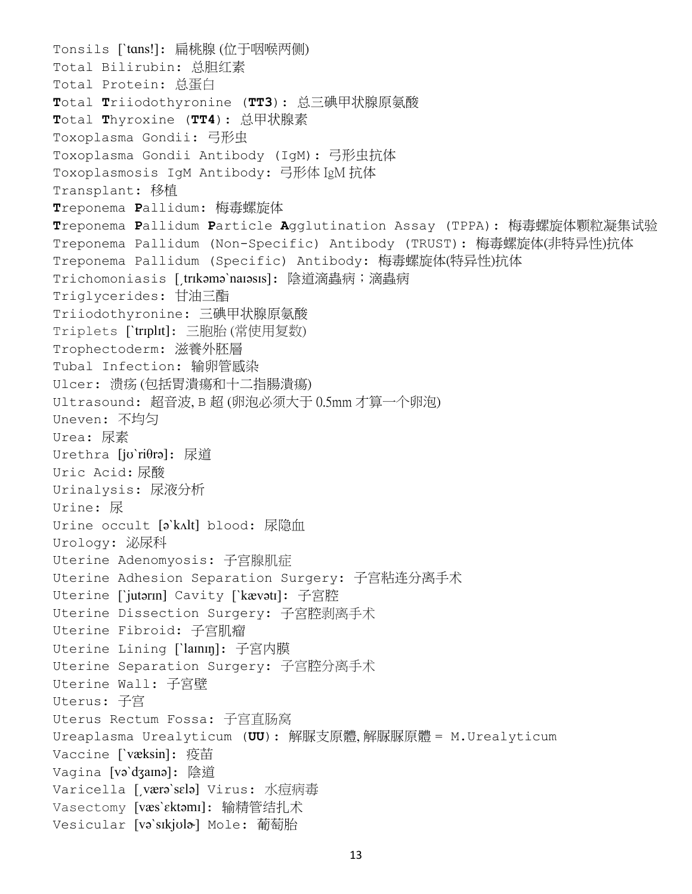Tonsils [`tɑns!]: 扁桃腺 (位于咽喉两侧)

Total Bilirubin: 总胆红素

Total Protein: 总蛋白

**T**otal **T**riiodothyronine (**TT3**): 总三碘甲状腺原氨酸

**T**otal **T**hyroxine (**TT4**): 总甲状腺素

Toxoplasma Gondii: 弓形虫

Toxoplasma Gondii Antibody (IgM): 弓形虫抗体

Toxoplasmosis IgM Antibody: 弓形体 IgM 抗体

Transplant: 移植

**T**reponema **P**allidum: 梅毒螺旋体

**T**reponema **P**allidum **P**article **A**gglutination Assay (TPPA): 梅毒螺旋体颗粒凝集试验

Treponema Pallidum (Non-Specific) Antibody (TRUST): 梅毒螺旋体(非特异性)抗体

Treponema Pallidum (Specific) Antibody: 梅毒螺旋体(特异性)抗体

Trichomoniasis [ˌtrɪkəmə`naɪəsɪs]: 陰道滴蟲病；滴蟲病

Triglycerides: 甘油三酯

Triiodothyronine: 三碘甲状腺原氨酸

Triplets [`trɪplɪt]: 三胞胎 (常使用复数)

Trophectoderm: 滋養外胚層

Tubal Infection: 输卵管感染

Ulcer: 溃疡 (包括胃潰瘍和十二指腸潰瘍)

Ultrasound: 超音波, B 超 (卵泡必须大于 0.5mm 才算一个卵泡)

Uneven: 不均匀

Urea: 尿素

Urethra [jʊ`riθrə]: 尿道

Uric Acid: 尿酸

Urinalysis: 尿液分析

Urine: 尿

Urine occult [ə`kʌlt] blood: 尿隐血

Urology: 泌尿科

Uterine Adenomyosis: 子宫腺肌症

Uterine Adhesion Separation Surgery: 子宫粘连分离手术

Uterine [`jutərɪn] Cavity [`kævətɪ]: 子宫腔

Uterine Dissection Surgery: 子宫腔剥离手术

Uterine Fibroid: 子宫肌瘤

Uterine Lining [`laɪnɪŋ]: 子宫内膜

Uterine Separation Surgery: 子宫腔分离手术

Uterine Wall: 子宫壁

Uterus: 子宫

Uterus Rectum Fossa: 子宫直肠窝

Ureaplasma Urealyticum (**UU**): 解脲支原體, 解脲脲原體 = M.Urealyticum

Vaccine [`væksin]: 疫苗

Vagina [və`dʒaɪnə]: 陰道

Varicella [ˌværə`sɛlə] Virus: 水痘病毒

Vasectomy [væs`ɛktəmɪ]: 输精管结扎术

Vesicular [və`sɪkjʊlɚ] Mole: 葡萄胎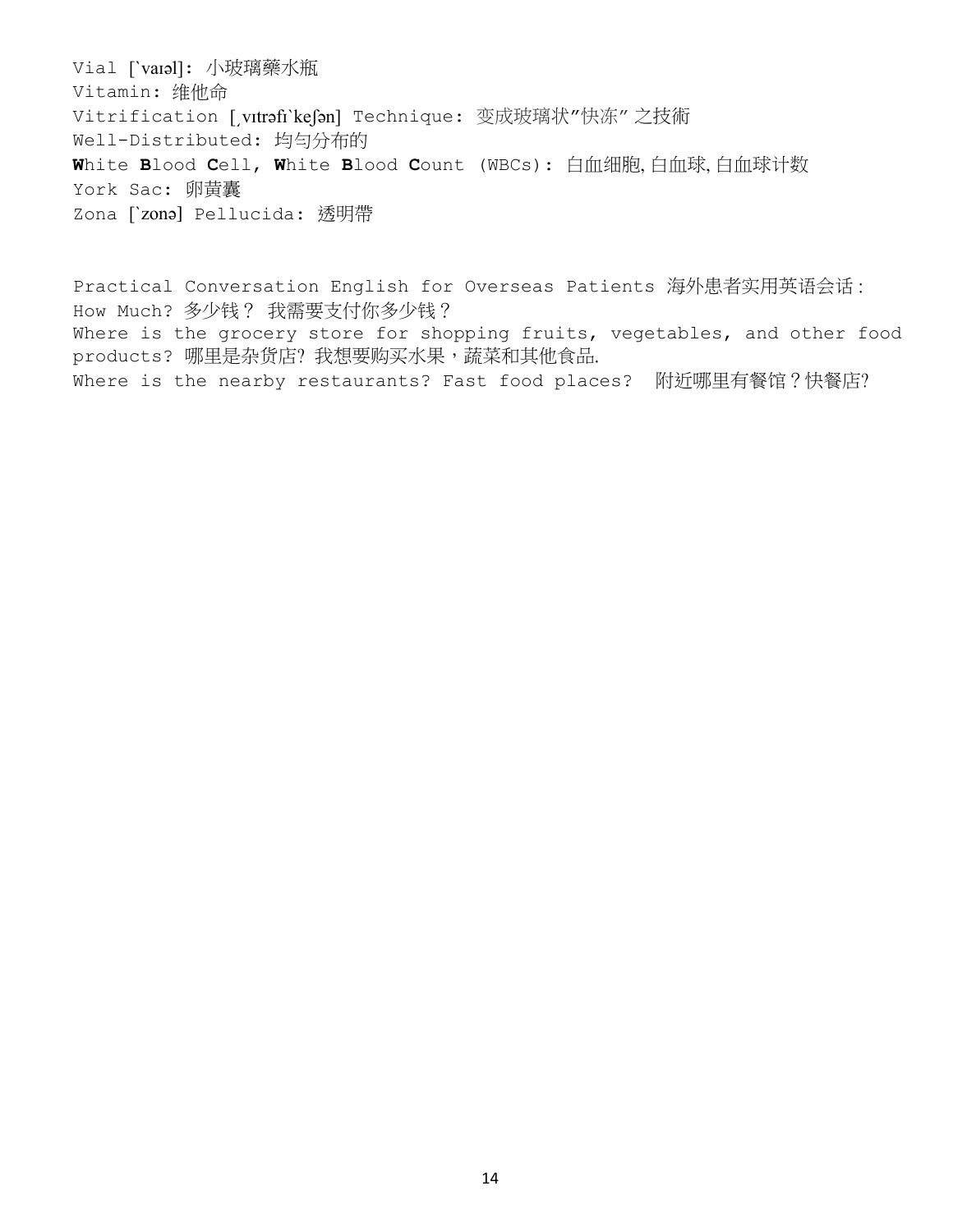Vial [`vaɪəl]: 小玻璃藥水瓶
Vitamin: 维他命
Vitrification [ˌvɪtrəfɪ`keʃən] Technique: 变成玻璃状”快冻” 之技術
Well-Distributed: 均匀分布的
**W**hite **B**lood **C**ell, **W**hite **B**lood **C**ount (WBCs): 白血细胞, 白血球, 白血球计数
York Sac: 卵黄囊
Zona [`zonə] Pellucida: 透明帶

Practical Conversation English for Overseas Patients 海外患者实用英语会话:
How Much? 多少钱？ 我需要支付你多少钱？
Where is the grocery store for shopping fruits, vegetables, and other food products? 哪里是杂货店? 我想要购买水果，蔬菜和其他食品.
Where is the nearby restaurants? Fast food places? 附近哪里有餐馆？快餐店?